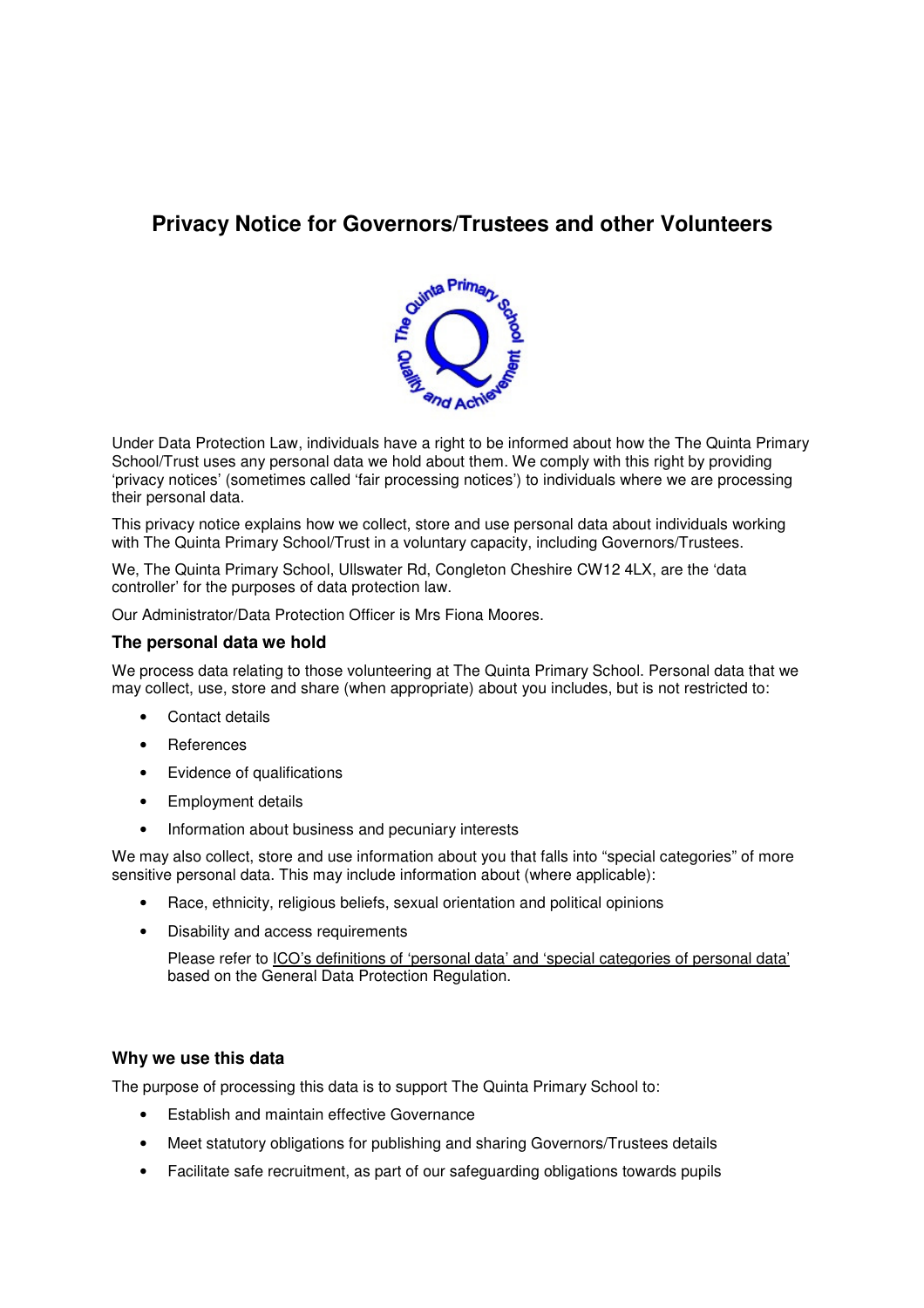# Privacy Notice for Governors/Trustees and other Volunteers

Under Data Protection Law, individuals have a right to be informed about how the The Quinta Primary School/Trust uses any personal data we hold about them. We comply with this right by providing 'privacy notices' (sometimes called 'fair processing notices') to individuals where we are processing their personal data.

This privacy notice explains how we collect, store and use personal data about individuals working with The Quinta Primary School/Trust in a voluntary capacity, including Governors/Trustees.

We, The Quinta Primary School, Ullswater Rd, Congleton Cheshire CW12 4LX, are the 'data controller' for the purposes of data protection law.

Our Administrator/Data Protection Officer is Mrs Fiona Moores.

### The personal data we hold

We process data relating to those volunteering at The Quinta Primary School. Personal data that we may collect, use, store and share (when appropriate) about you includes, but is not restricted to:

- Contact details
- References
- Evidence of qualifications
- Employment details
- Information about business and pecuniary interests

We may also collect, store and use information about you that falls into "special categories" of more sensitive personal data. This may include information about (where applicable):

- Race, ethnicity, religious beliefs, sexual orientation and political opinions
- Disability and access requirements

  Please refer to ICO's definitions of 'personal data' and 'special categories of personal data' based on the General Data Protection Regulation.

### Why we use this data

The purpose of processing this data is to support The Quinta Primary School to:

- Establish and maintain effective Governance
- Meet statutory obligations for publishing and sharing Governors/Trustees details
- Facilitate safe recruitment, as part of our safeguarding obligations towards pupils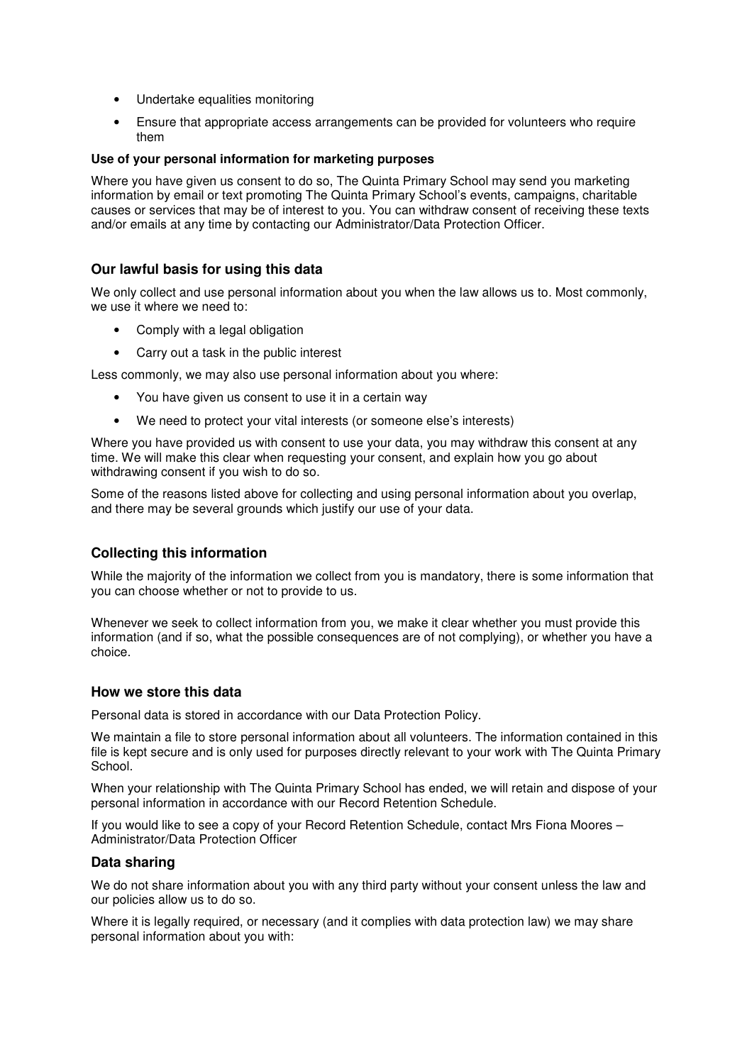- Undertake equalities monitoring
- Ensure that appropriate access arrangements can be provided for volunteers who require them

**Use of your personal information for marketing purposes**

Where you have given us consent to do so, The Quinta Primary School may send you marketing information by email or text promoting The Quinta Primary School's events, campaigns, charitable causes or services that may be of interest to you. You can withdraw consent of receiving these texts and/or emails at any time by contacting our Administrator/Data Protection Officer.

### Our lawful basis for using this data

We only collect and use personal information about you when the law allows us to. Most commonly, we use it where we need to:

- Comply with a legal obligation
- Carry out a task in the public interest

Less commonly, we may also use personal information about you where:

- You have given us consent to use it in a certain way
- We need to protect your vital interests (or someone else's interests)

Where you have provided us with consent to use your data, you may withdraw this consent at any time. We will make this clear when requesting your consent, and explain how you go about withdrawing consent if you wish to do so.

Some of the reasons listed above for collecting and using personal information about you overlap, and there may be several grounds which justify our use of your data.

### Collecting this information

While the majority of the information we collect from you is mandatory, there is some information that you can choose whether or not to provide to us.

Whenever we seek to collect information from you, we make it clear whether you must provide this information (and if so, what the possible consequences are of not complying), or whether you have a choice.

### How we store this data

Personal data is stored in accordance with our Data Protection Policy.

We maintain a file to store personal information about all volunteers. The information contained in this file is kept secure and is only used for purposes directly relevant to your work with The Quinta Primary School.

When your relationship with The Quinta Primary School has ended, we will retain and dispose of your personal information in accordance with our Record Retention Schedule.

If you would like to see a copy of your Record Retention Schedule, contact Mrs Fiona Moores – Administrator/Data Protection Officer

### Data sharing

We do not share information about you with any third party without your consent unless the law and our policies allow us to do so.

Where it is legally required, or necessary (and it complies with data protection law) we may share personal information about you with: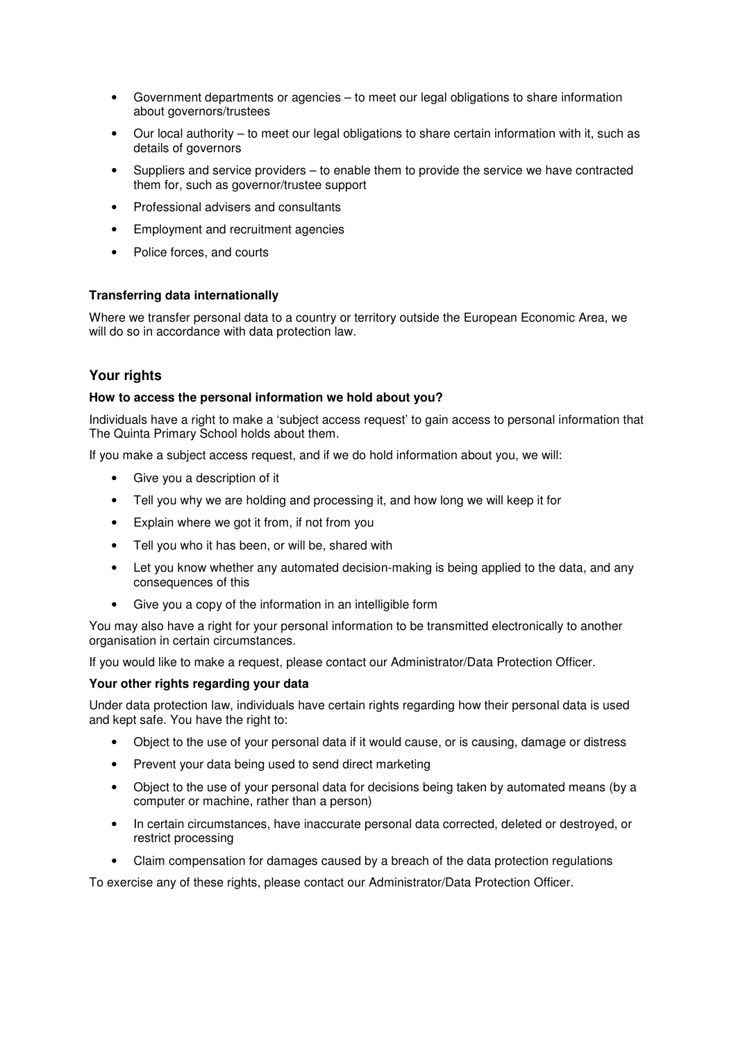- Government departments or agencies – to meet our legal obligations to share information about governors/trustees
- Our local authority – to meet our legal obligations to share certain information with it, such as details of governors
- Suppliers and service providers – to enable them to provide the service we have contracted them for, such as governor/trustee support
- Professional advisers and consultants
- Employment and recruitment agencies
- Police forces, and courts

**Transferring data internationally**

Where we transfer personal data to a country or territory outside the European Economic Area, we will do so in accordance with data protection law.

## Your rights

**How to access the personal information we hold about you?**

Individuals have a right to make a 'subject access request' to gain access to personal information that The Quinta Primary School holds about them.

If you make a subject access request, and if we do hold information about you, we will:

- Give you a description of it
- Tell you why we are holding and processing it, and how long we will keep it for
- Explain where we got it from, if not from you
- Tell you who it has been, or will be, shared with
- Let you know whether any automated decision-making is being applied to the data, and any consequences of this
- Give you a copy of the information in an intelligible form

You may also have a right for your personal information to be transmitted electronically to another organisation in certain circumstances.

If you would like to make a request, please contact our Administrator/Data Protection Officer.

**Your other rights regarding your data**

Under data protection law, individuals have certain rights regarding how their personal data is used and kept safe. You have the right to:

- Object to the use of your personal data if it would cause, or is causing, damage or distress
- Prevent your data being used to send direct marketing
- Object to the use of your personal data for decisions being taken by automated means (by a computer or machine, rather than a person)
- In certain circumstances, have inaccurate personal data corrected, deleted or destroyed, or restrict processing
- Claim compensation for damages caused by a breach of the data protection regulations

To exercise any of these rights, please contact our Administrator/Data Protection Officer.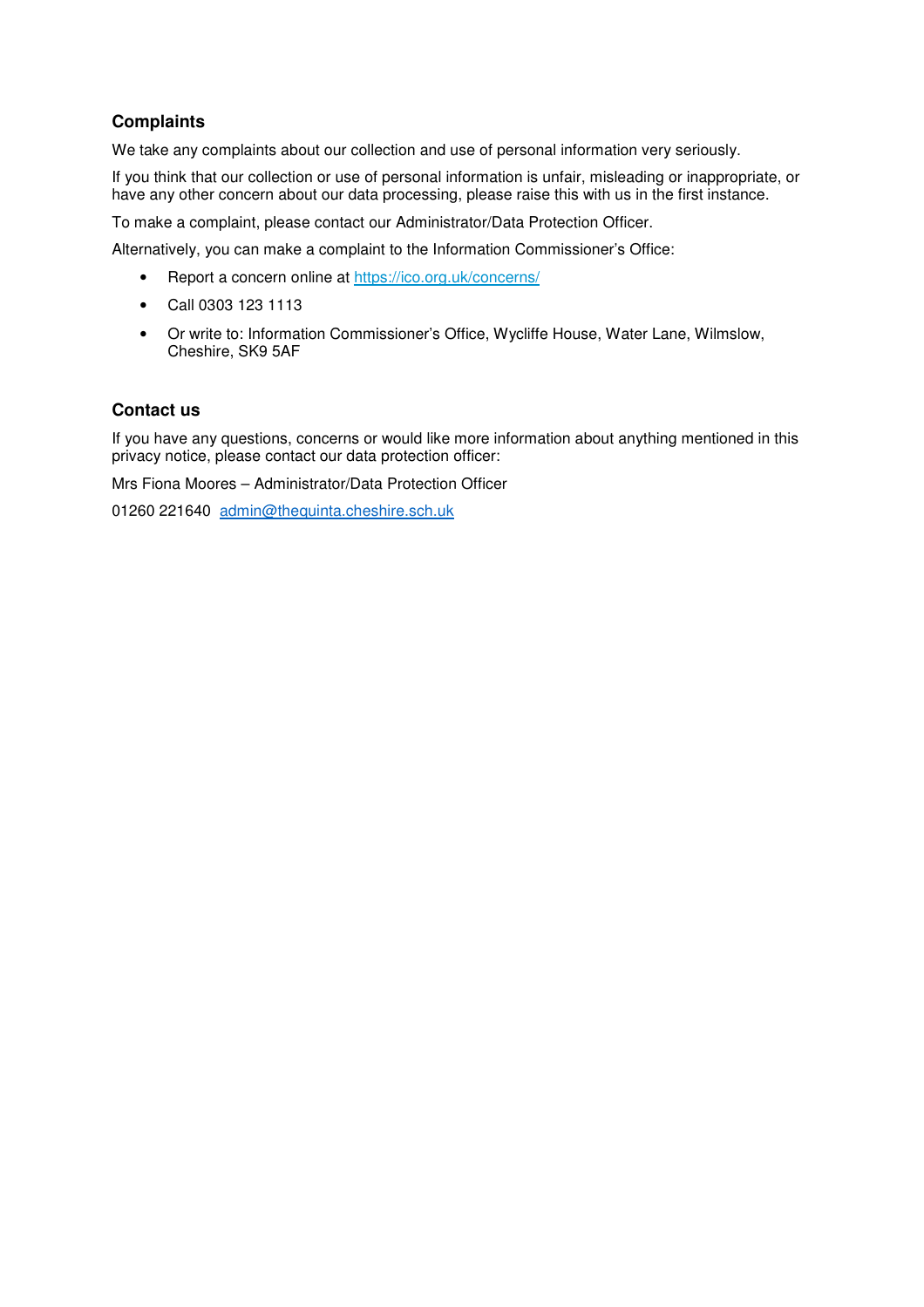### Complaints

We take any complaints about our collection and use of personal information very seriously.

If you think that our collection or use of personal information is unfair, misleading or inappropriate, or have any other concern about our data processing, please raise this with us in the first instance.

To make a complaint, please contact our Administrator/Data Protection Officer.

Alternatively, you can make a complaint to the Information Commissioner's Office:

- Report a concern online at https://ico.org.uk/concerns/
- Call 0303 123 1113
- Or write to: Information Commissioner's Office, Wycliffe House, Water Lane, Wilmslow, Cheshire, SK9 5AF

### Contact us

If you have any questions, concerns or would like more information about anything mentioned in this privacy notice, please contact our data protection officer:

Mrs Fiona Moores – Administrator/Data Protection Officer

01260 221640 admin@thequinta.cheshire.sch.uk